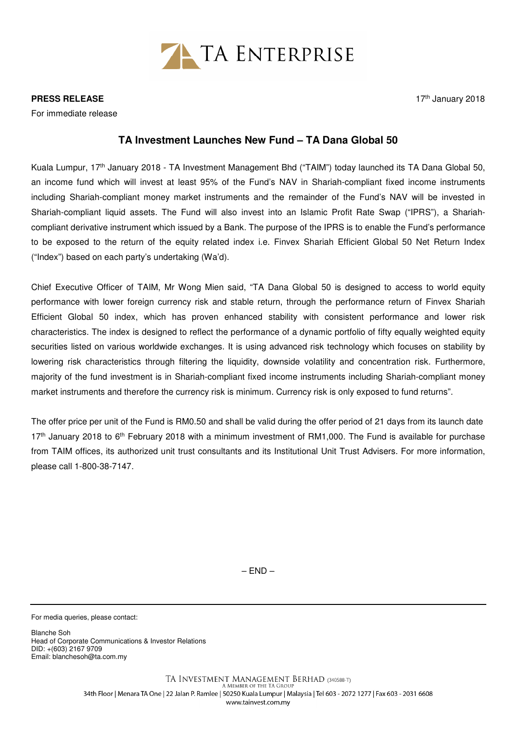TA ENTERPRISE

**PRESS RELEASE**

17th January 2018

For immediate release

## TA Investment Launches New Fund – TA Dana Global 50

Kuala Lumpur, 17th January 2018 - TA Investment Management Bhd ("TAIM") today launched its TA Dana Global 50, an income fund which will invest at least 95% of the Fund's NAV in Shariah-compliant fixed income instruments including Shariah-compliant money market instruments and the remainder of the Fund's NAV will be invested in Shariah-compliant liquid assets. The Fund will also invest into an Islamic Profit Rate Swap ("IPRS"), a Shariah-compliant derivative instrument which issued by a Bank. The purpose of the IPRS is to enable the Fund's performance to be exposed to the return of the equity related index i.e. Finvex Shariah Efficient Global 50 Net Return Index ("Index") based on each party's undertaking (Wa'd).

Chief Executive Officer of TAIM, Mr Wong Mien said, "TA Dana Global 50 is designed to access to world equity performance with lower foreign currency risk and stable return, through the performance return of Finvex Shariah Efficient Global 50 index, which has proven enhanced stability with consistent performance and lower risk characteristics. The index is designed to reflect the performance of a dynamic portfolio of fifty equally weighted equity securities listed on various worldwide exchanges. It is using advanced risk technology which focuses on stability by lowering risk characteristics through filtering the liquidity, downside volatility and concentration risk. Furthermore, majority of the fund investment is in Shariah-compliant fixed income instruments including Shariah-compliant money market instruments and therefore the currency risk is minimum. Currency risk is only exposed to fund returns".

The offer price per unit of the Fund is RM0.50 and shall be valid during the offer period of 21 days from its launch date 17th January 2018 to 6th February 2018 with a minimum investment of RM1,000. The Fund is available for purchase from TAIM offices, its authorized unit trust consultants and its Institutional Unit Trust Advisers. For more information, please call 1-800-38-7147.

– END –

---

For media queries, please contact:

Blanche Soh
Head of Corporate Communications & Investor Relations
DID: +(603) 2167 9709
Email: blanchesoh@ta.com.my

TA INVESTMENT MANAGEMENT BERHAD (340588-T)
A MEMBER OF THE TA GROUP
34th Floor | Menara TA One | 22 Jalan P. Ramlee | 50250 Kuala Lumpur | Malaysia | Tel 603 - 2072 1277 | Fax 603 - 2031 6608
www.tainvest.com.my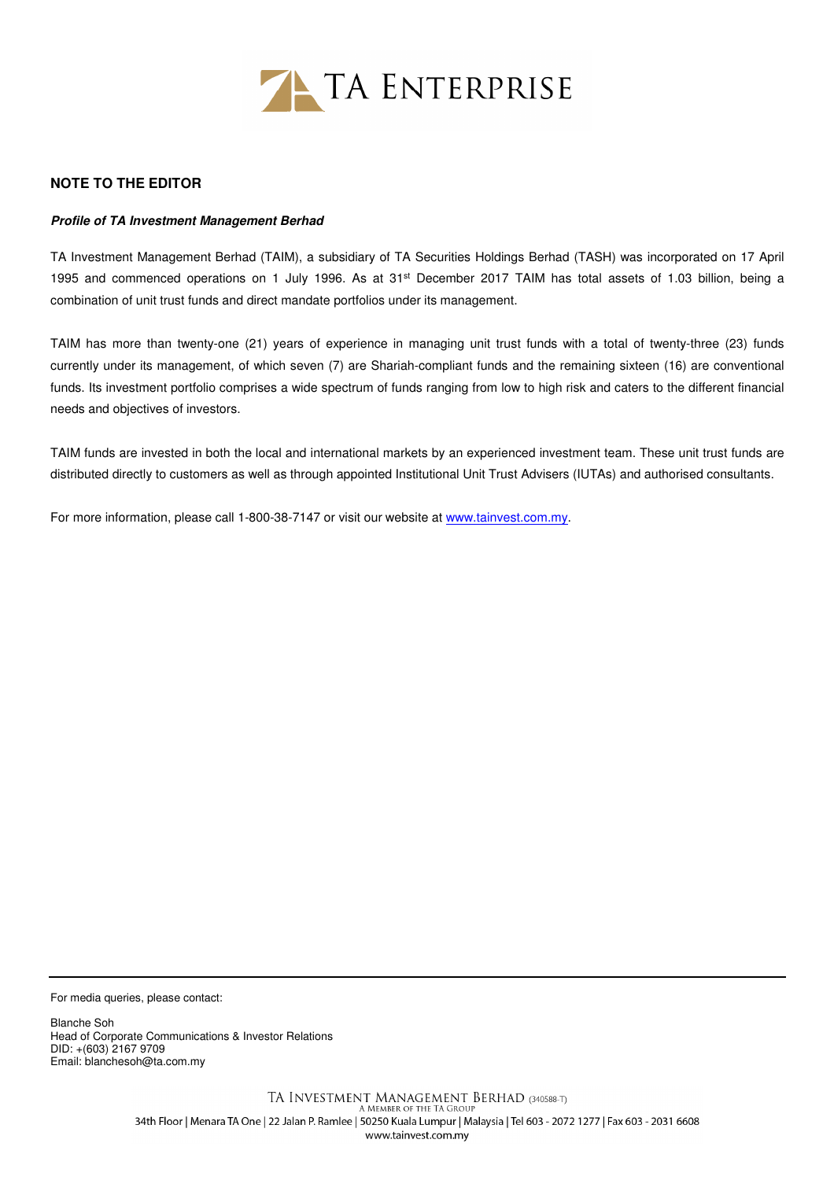TA ENTERPRISE

## NOTE TO THE EDITOR

***Profile of TA Investment Management Berhad***

TA Investment Management Berhad (TAIM), a subsidiary of TA Securities Holdings Berhad (TASH) was incorporated on 17 April 1995 and commenced operations on 1 July 1996. As at 31st December 2017 TAIM has total assets of 1.03 billion, being a combination of unit trust funds and direct mandate portfolios under its management.

TAIM has more than twenty-one (21) years of experience in managing unit trust funds with a total of twenty-three (23) funds currently under its management, of which seven (7) are Shariah-compliant funds and the remaining sixteen (16) are conventional funds. Its investment portfolio comprises a wide spectrum of funds ranging from low to high risk and caters to the different financial needs and objectives of investors.

TAIM funds are invested in both the local and international markets by an experienced investment team. These unit trust funds are distributed directly to customers as well as through appointed Institutional Unit Trust Advisers (IUTAs) and authorised consultants.

For more information, please call 1-800-38-7147 or visit our website at www.tainvest.com.my.

---

For media queries, please contact:

Blanche Soh
Head of Corporate Communications & Investor Relations
DID: +(603) 2167 9709
Email: blanchesoh@ta.com.my

TA INVESTMENT MANAGEMENT BERHAD (340588-T)
A MEMBER OF THE TA GROUP
34th Floor | Menara TA One | 22 Jalan P. Ramlee | 50250 Kuala Lumpur | Malaysia | Tel 603 - 2072 1277 | Fax 603 - 2031 6608
www.tainvest.com.my